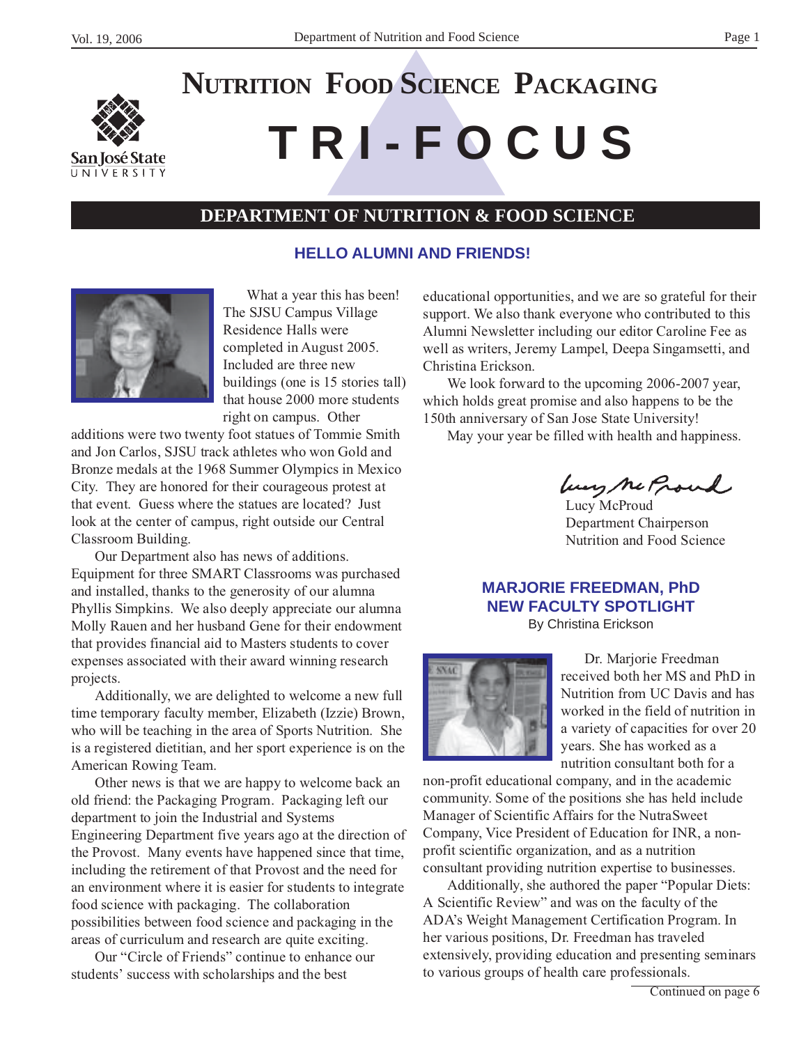# NUTRITION FOOD SCIENCE PACKAGING

# TRI-FOCUS

## DEPARTMENT OF NUTRITION & FOOD SCIENCE

### HELLO ALUMNI AND FRIENDS!

What a year this has been! The SJSU Campus Village Residence Halls were completed in August 2005. Included are three new buildings (one is 15 stories tall) that house 2000 more students right on campus. Other additions were two twenty foot statues of Tommie Smith and Jon Carlos, SJSU track athletes who won Gold and Bronze medals at the 1968 Summer Olympics in Mexico City. They are honored for their courageous protest at that event. Guess where the statues are located? Just look at the center of campus, right outside our Central Classroom Building.

Our Department also has news of additions. Equipment for three SMART Classrooms was purchased and installed, thanks to the generosity of our alumna Phyllis Simpkins. We also deeply appreciate our alumna Molly Rauen and her husband Gene for their endowment that provides financial aid to Masters students to cover expenses associated with their award winning research projects.

Additionally, we are delighted to welcome a new full time temporary faculty member, Elizabeth (Izzie) Brown, who will be teaching in the area of Sports Nutrition. She is a registered dietitian, and her sport experience is on the American Rowing Team.

Other news is that we are happy to welcome back an old friend: the Packaging Program. Packaging left our department to join the Industrial and Systems Engineering Department five years ago at the direction of the Provost. Many events have happened since that time, including the retirement of that Provost and the need for an environment where it is easier for students to integrate food science with packaging. The collaboration possibilities between food science and packaging in the areas of curriculum and research are quite exciting.

Our "Circle of Friends" continue to enhance our students' success with scholarships and the best educational opportunities, and we are so grateful for their support. We also thank everyone who contributed to this Alumni Newsletter including our editor Caroline Fee as well as writers, Jeremy Lampel, Deepa Singamsetti, and Christina Erickson.

We look forward to the upcoming 2006-2007 year, which holds great promise and also happens to be the 150th anniversary of San Jose State University!

May your year be filled with health and happiness.

Lucy McProud
Department Chairperson
Nutrition and Food Science

### MARJORIE FREEDMAN, PhD NEW FACULTY SPOTLIGHT

By Christina Erickson

Dr. Marjorie Freedman received both her MS and PhD in Nutrition from UC Davis and has worked in the field of nutrition in a variety of capacities for over 20 years. She has worked as a nutrition consultant both for a non-profit educational company, and in the academic community. Some of the positions she has held include Manager of Scientific Affairs for the NutraSweet Company, Vice President of Education for INR, a non-profit scientific organization, and as a nutrition consultant providing nutrition expertise to businesses.

Additionally, she authored the paper "Popular Diets: A Scientific Review" and was on the faculty of the ADA's Weight Management Certification Program. In her various positions, Dr. Freedman has traveled extensively, providing education and presenting seminars to various groups of health care professionals.

Continued on page 6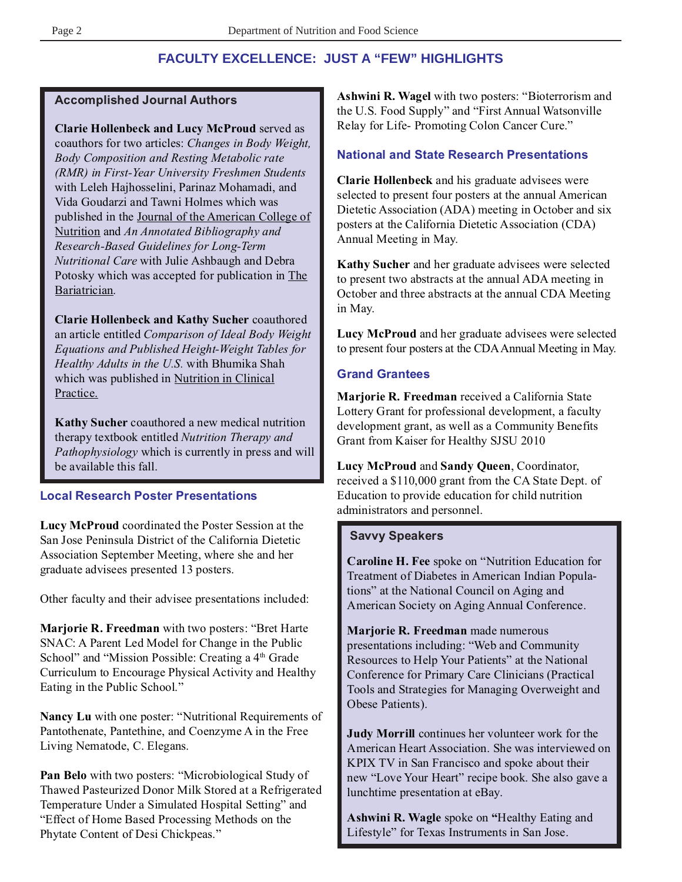## FACULTY EXCELLENCE: JUST A "FEW" HIGHLIGHTS

### Accomplished Journal Authors

**Clarie Hollenbeck and Lucy McProud** served as coauthors for two articles: *Changes in Body Weight, Body Composition and Resting Metabolic rate (RMR) in First-Year University Freshmen Students* with Leleh Hajhosselini, Parinaz Mohamadi, and Vida Goudarzi and Tawni Holmes which was published in the Journal of the American College of Nutrition and *An Annotated Bibliography and Research-Based Guidelines for Long-Term Nutritional Care* with Julie Ashbaugh and Debra Potosky which was accepted for publication in The Bariatrician.

**Clarie Hollenbeck and Kathy Sucher** coauthored an article entitled *Comparison of Ideal Body Weight Equations and Published Height-Weight Tables for Healthy Adults in the U.S.* with Bhumika Shah which was published in Nutrition in Clinical Practice.

**Kathy Sucher** coauthored a new medical nutrition therapy textbook entitled *Nutrition Therapy and Pathophysiology* which is currently in press and will be available this fall.

### Local Research Poster Presentations

**Lucy McProud** coordinated the Poster Session at the San Jose Peninsula District of the California Dietetic Association September Meeting, where she and her graduate advisees presented 13 posters.

Other faculty and their advisee presentations included:

**Marjorie R. Freedman** with two posters: "Bret Harte SNAC: A Parent Led Model for Change in the Public School" and "Mission Possible: Creating a 4th Grade Curriculum to Encourage Physical Activity and Healthy Eating in the Public School."

**Nancy Lu** with one poster: "Nutritional Requirements of Pantothenate, Pantethine, and Coenzyme A in the Free Living Nematode, C. Elegans.

**Pan Belo** with two posters: "Microbiological Study of Thawed Pasteurized Donor Milk Stored at a Refrigerated Temperature Under a Simulated Hospital Setting" and "Effect of Home Based Processing Methods on the Phytate Content of Desi Chickpeas."

**Ashwini R. Wagel** with two posters: "Bioterrorism and the U.S. Food Supply" and "First Annual Watsonville Relay for Life- Promoting Colon Cancer Cure."

### National and State Research Presentations

**Clarie Hollenbeck** and his graduate advisees were selected to present four posters at the annual American Dietetic Association (ADA) meeting in October and six posters at the California Dietetic Association (CDA) Annual Meeting in May.

**Kathy Sucher** and her graduate advisees were selected to present two abstracts at the annual ADA meeting in October and three abstracts at the annual CDA Meeting in May.

**Lucy McProud** and her graduate advisees were selected to present four posters at the CDA Annual Meeting in May.

### Grand Grantees

**Marjorie R. Freedman** received a California State Lottery Grant for professional development, a faculty development grant, as well as a Community Benefits Grant from Kaiser for Healthy SJSU 2010

**Lucy McProud** and **Sandy Queen**, Coordinator, received a $110,000 grant from the CA State Dept. of Education to provide education for child nutrition administrators and personnel.

### Savvy Speakers

**Caroline H. Fee** spoke on "Nutrition Education for Treatment of Diabetes in American Indian Populations" at the National Council on Aging and American Society on Aging Annual Conference.

**Marjorie R. Freedman** made numerous presentations including: "Web and Community Resources to Help Your Patients" at the National Conference for Primary Care Clinicians (Practical Tools and Strategies for Managing Overweight and Obese Patients).

**Judy Morrill** continues her volunteer work for the American Heart Association. She was interviewed on KPIX TV in San Francisco and spoke about their new "Love Your Heart" recipe book. She also gave a lunchtime presentation at eBay.

**Ashwini R. Wagle** spoke on **"**Healthy Eating and Lifestyle" for Texas Instruments in San Jose.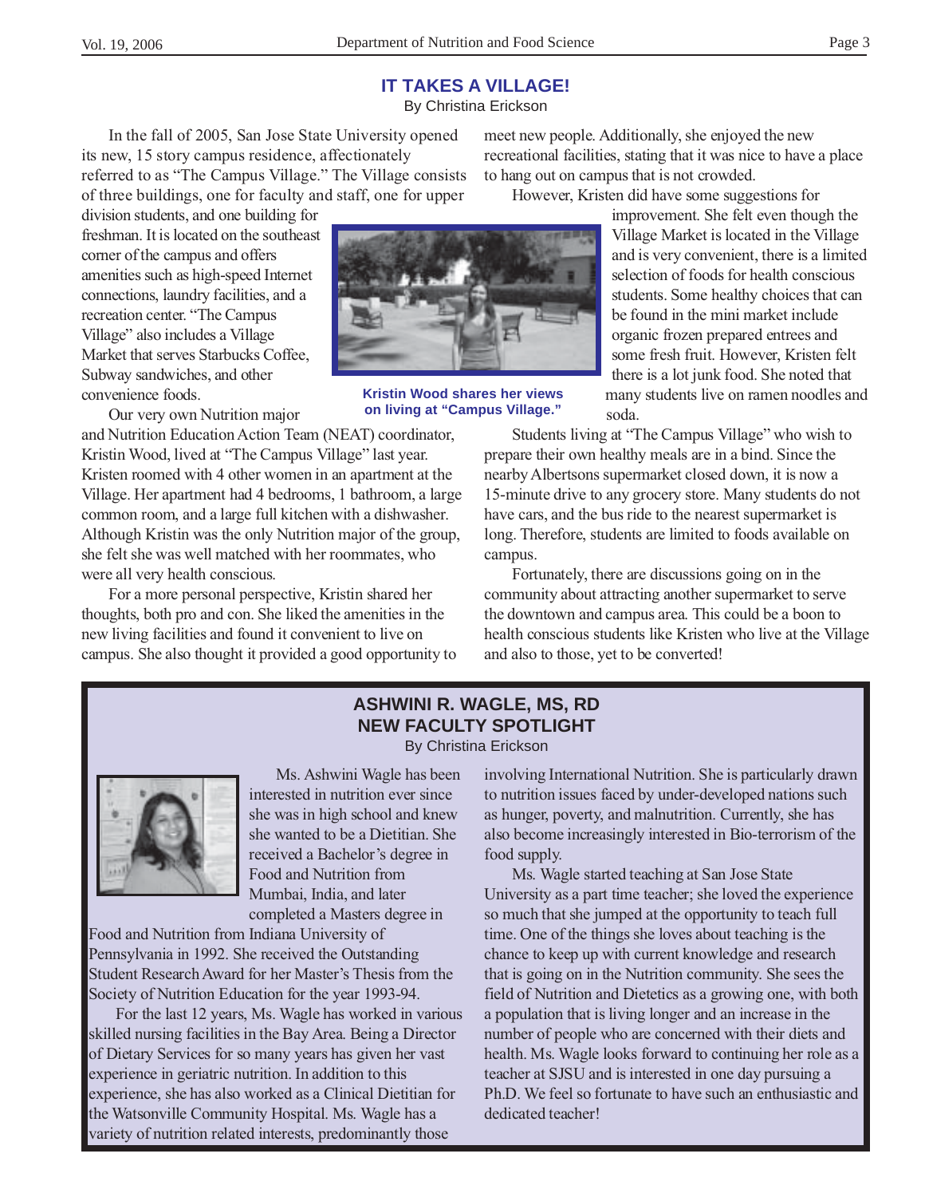## IT TAKES A VILLAGE!

By Christina Erickson

In the fall of 2005, San Jose State University opened its new, 15 story campus residence, affectionately referred to as "The Campus Village." The Village consists of three buildings, one for faculty and staff, one for upper division students, and one building for freshman. It is located on the southeast corner of the campus and offers amenities such as high-speed Internet connections, laundry facilities, and a recreation center. "The Campus Village" also includes a Village Market that serves Starbucks Coffee, Subway sandwiches, and other convenience foods.

Kristin Wood shares her views on living at "Campus Village."

Our very own Nutrition major and Nutrition Education Action Team (NEAT) coordinator, Kristin Wood, lived at "The Campus Village" last year. Kristen roomed with 4 other women in an apartment at the Village. Her apartment had 4 bedrooms, 1 bathroom, a large common room, and a large full kitchen with a dishwasher. Although Kristin was the only Nutrition major of the group, she felt she was well matched with her roommates, who were all very health conscious.

For a more personal perspective, Kristin shared her thoughts, both pro and con. She liked the amenities in the new living facilities and found it convenient to live on campus. She also thought it provided a good opportunity to meet new people. Additionally, she enjoyed the new recreational facilities, stating that it was nice to have a place to hang out on campus that is not crowded.

However, Kristen did have some suggestions for improvement. She felt even though the Village Market is located in the Village and is very convenient, there is a limited selection of foods for health conscious students. Some healthy choices that can be found in the mini market include organic frozen prepared entrees and some fresh fruit. However, Kristen felt there is a lot junk food. She noted that many students live on ramen noodles and soda.

Students living at "The Campus Village" who wish to prepare their own healthy meals are in a bind. Since the nearby Albertsons supermarket closed down, it is now a 15-minute drive to any grocery store. Many students do not have cars, and the bus ride to the nearest supermarket is long. Therefore, students are limited to foods available on campus.

Fortunately, there are discussions going on in the community about attracting another supermarket to serve the downtown and campus area. This could be a boon to health conscious students like Kristen who live at the Village and also to those, yet to be converted!

## ASHWINI R. WAGLE, MS, RD
## NEW FACULTY SPOTLIGHT

By Christina Erickson

Ms. Ashwini Wagle has been interested in nutrition ever since she was in high school and knew she wanted to be a Dietitian. She received a Bachelor's degree in Food and Nutrition from Mumbai, India, and later completed a Masters degree in Food and Nutrition from Indiana University of Pennsylvania in 1992. She received the Outstanding Student Research Award for her Master's Thesis from the Society of Nutrition Education for the year 1993-94.

For the last 12 years, Ms. Wagle has worked in various skilled nursing facilities in the Bay Area. Being a Director of Dietary Services for so many years has given her vast experience in geriatric nutrition. In addition to this experience, she has also worked as a Clinical Dietitian for the Watsonville Community Hospital. Ms. Wagle has a variety of nutrition related interests, predominantly those involving International Nutrition. She is particularly drawn to nutrition issues faced by under-developed nations such as hunger, poverty, and malnutrition. Currently, she has also become increasingly interested in Bio-terrorism of the food supply.

Ms. Wagle started teaching at San Jose State University as a part time teacher; she loved the experience so much that she jumped at the opportunity to teach full time. One of the things she loves about teaching is the chance to keep up with current knowledge and research that is going on in the Nutrition community. She sees the field of Nutrition and Dietetics as a growing one, with both a population that is living longer and an increase in the number of people who are concerned with their diets and health. Ms. Wagle looks forward to continuing her role as a teacher at SJSU and is interested in one day pursuing a Ph.D. We feel so fortunate to have such an enthusiastic and dedicated teacher!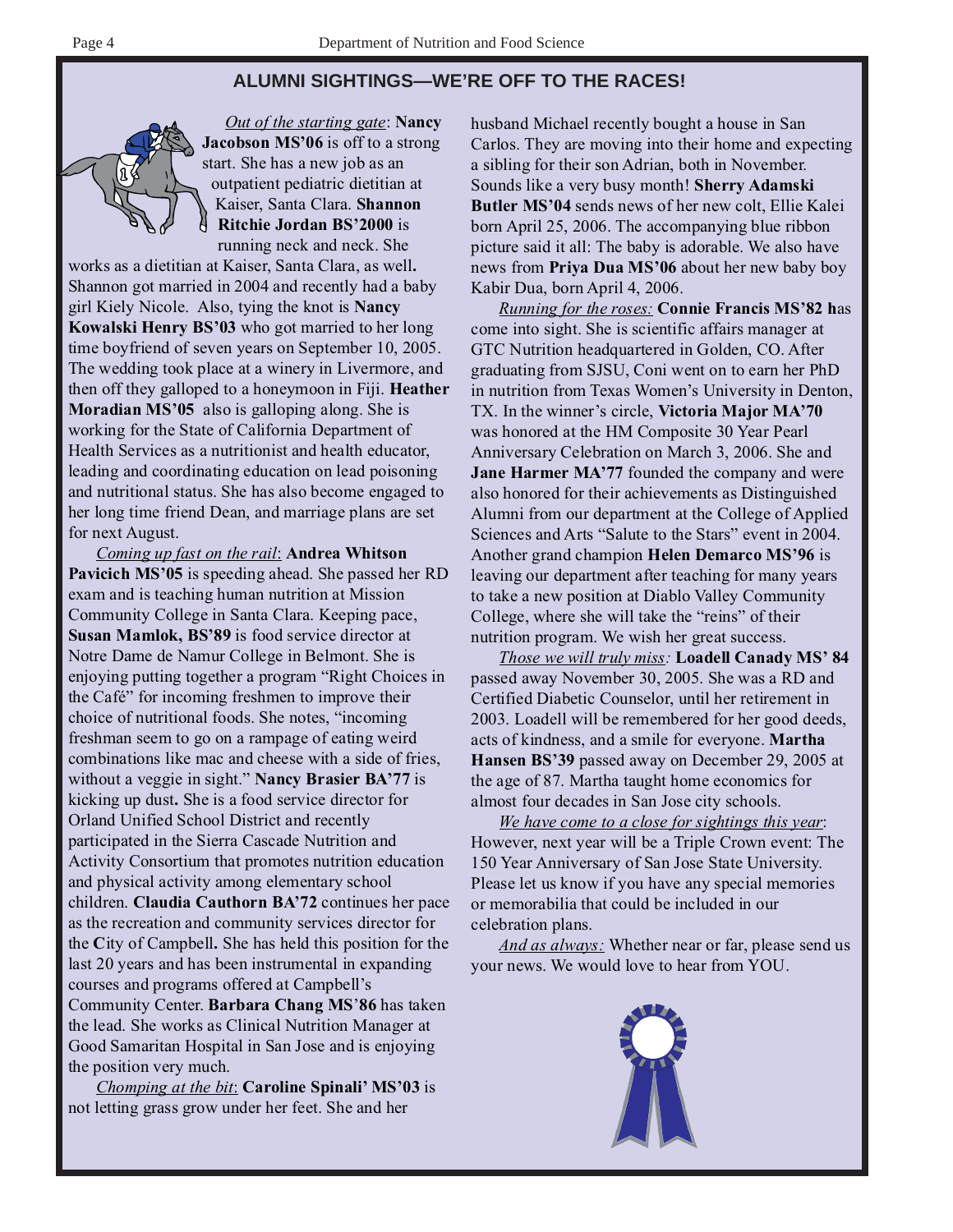## ALUMNI SIGHTINGS—WE'RE OFF TO THE RACES!

*Out of the starting gate*: **Nancy Jacobson MS'06** is off to a strong start. She has a new job as an outpatient pediatric dietitian at Kaiser, Santa Clara. **Shannon Ritchie Jordan BS'2000** is running neck and neck. She works as a dietitian at Kaiser, Santa Clara, as well**.** Shannon got married in 2004 and recently had a baby girl Kiely Nicole. Also, tying the knot is **Nancy Kowalski Henry BS'03** who got married to her long time boyfriend of seven years on September 10, 2005. The wedding took place at a winery in Livermore, and then off they galloped to a honeymoon in Fiji. **Heather Moradian MS'05** also is galloping along. She is working for the State of California Department of Health Services as a nutritionist and health educator, leading and coordinating education on lead poisoning and nutritional status. She has also become engaged to her long time friend Dean, and marriage plans are set for next August.

*Coming up fast on the rail*: **Andrea Whitson Pavicich MS'05** is speeding ahead. She passed her RD exam and is teaching human nutrition at Mission Community College in Santa Clara. Keeping pace, **Susan Mamlok, BS'89** is food service director at Notre Dame de Namur College in Belmont. She is enjoying putting together a program "Right Choices in the Café" for incoming freshmen to improve their choice of nutritional foods. She notes, "incoming freshman seem to go on a rampage of eating weird combinations like mac and cheese with a side of fries, without a veggie in sight." **Nancy Brasier BA'77** is kicking up dust**.** She is a food service director for Orland Unified School District and recently participated in the Sierra Cascade Nutrition and Activity Consortium that promotes nutrition education and physical activity among elementary school children. **Claudia Cauthorn BA'72** continues her pace as the recreation and community services director for the **C**ity of Campbell**.** She has held this position for the last 20 years and has been instrumental in expanding courses and programs offered at Campbell's Community Center. **Barbara Chang MS'86** has taken the lead. She works as Clinical Nutrition Manager at Good Samaritan Hospital in San Jose and is enjoying the position very much.

*Chomping at the bit*: **Caroline Spinali' MS'03** is not letting grass grow under her feet. She and her husband Michael recently bought a house in San Carlos. They are moving into their home and expecting a sibling for their son Adrian, both in November. Sounds like a very busy month! **Sherry Adamski Butler MS'04** sends news of her new colt, Ellie Kalei born April 25, 2006. The accompanying blue ribbon picture said it all: The baby is adorable. We also have news from **Priya Dua MS'06** about her new baby boy Kabir Dua, born April 4, 2006.

*Running for the roses:* **Connie Francis MS'82 h**as come into sight. She is scientific affairs manager at GTC Nutrition headquartered in Golden, CO. After graduating from SJSU, Coni went on to earn her PhD in nutrition from Texas Women's University in Denton, TX. In the winner's circle, **Victoria Major MA'70** was honored at the HM Composite 30 Year Pearl Anniversary Celebration on March 3, 2006. She and **Jane Harmer MA'77** founded the company and were also honored for their achievements as Distinguished Alumni from our department at the College of Applied Sciences and Arts "Salute to the Stars" event in 2004. Another grand champion **Helen Demarco MS'96** is leaving our department after teaching for many years to take a new position at Diablo Valley Community College, where she will take the "reins" of their nutrition program. We wish her great success.

*Those we will truly miss:* **Loadell Canady MS' 84** passed away November 30, 2005. She was a RD and Certified Diabetic Counselor, until her retirement in 2003. Loadell will be remembered for her good deeds, acts of kindness, and a smile for everyone. **Martha Hansen BS'39** passed away on December 29, 2005 at the age of 87. Martha taught home economics for almost four decades in San Jose city schools.

*We have come to a close for sightings this year*: However, next year will be a Triple Crown event: The 150 Year Anniversary of San Jose State University. Please let us know if you have any special memories or memorabilia that could be included in our celebration plans.

*And as always:* Whether near or far, please send us your news. We would love to hear from YOU.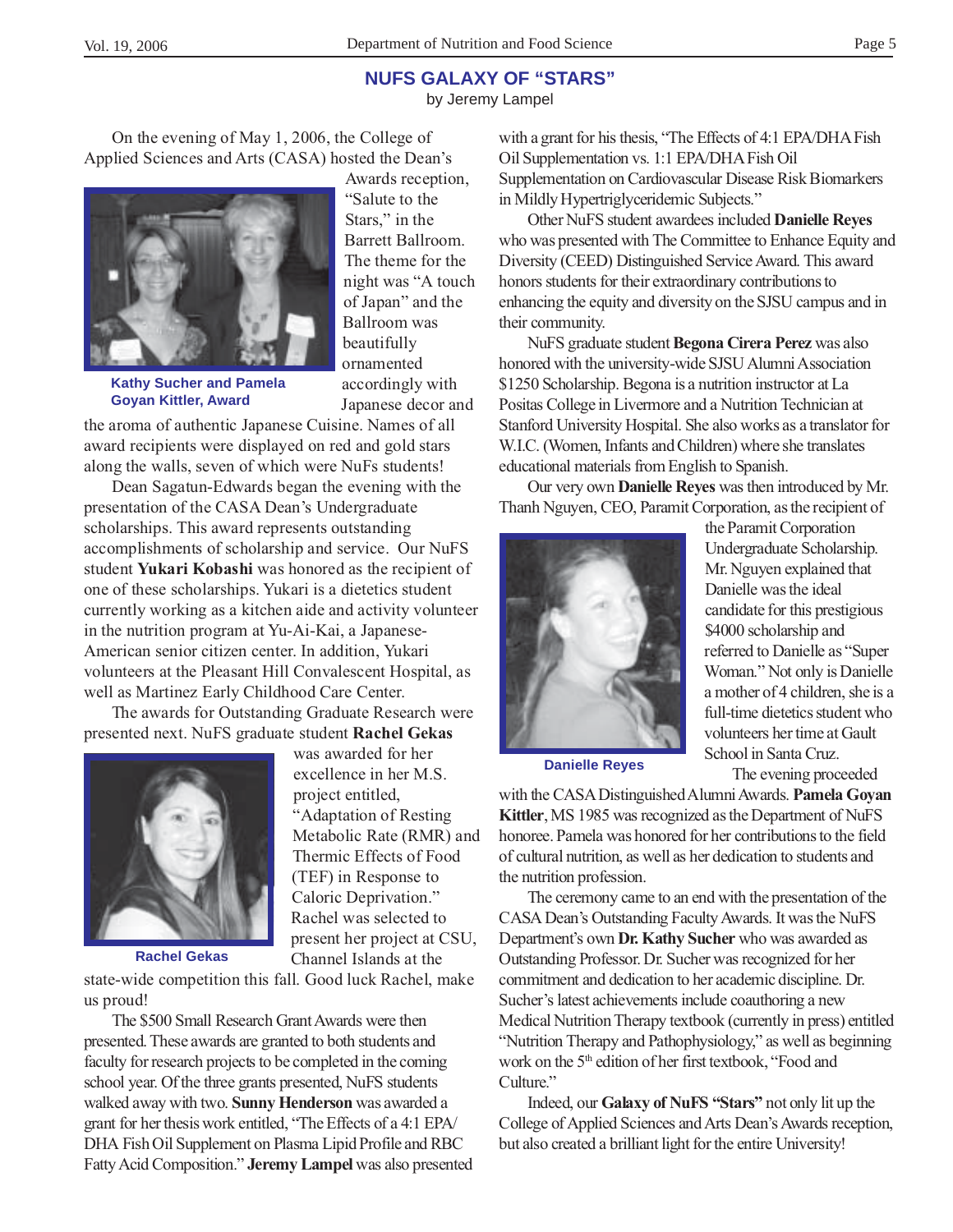## NUFS GALAXY OF "STARS"

by Jeremy Lampel

On the evening of May 1, 2006, the College of Applied Sciences and Arts (CASA) hosted the Dean's Awards reception, "Salute to the Stars," in the Barrett Ballroom. The theme for the night was "A touch of Japan" and the Ballroom was beautifully ornamented accordingly with Japanese decor and the aroma of authentic Japanese Cuisine. Names of all award recipients were displayed on red and gold stars along the walls, seven of which were NuFS students!

Kathy Sucher and Pamela Goyan Kittler, Award

Dean Sagatun-Edwards began the evening with the presentation of the CASA Dean's Undergraduate scholarships. This award represents outstanding accomplishments of scholarship and service. Our NuFS student **Yukari Kobashi** was honored as the recipient of one of these scholarships. Yukari is a dietetics student currently working as a kitchen aide and activity volunteer in the nutrition program at Yu-Ai-Kai, a Japanese-American senior citizen center. In addition, Yukari volunteers at the Pleasant Hill Convalescent Hospital, as well as Martinez Early Childhood Care Center.

The awards for Outstanding Graduate Research were presented next. NuFS graduate student **Rachel Gekas** was awarded for her excellence in her M.S. project entitled, "Adaptation of Resting Metabolic Rate (RMR) and Thermic Effects of Food (TEF) in Response to Caloric Deprivation." Rachel was selected to present her project at CSU, Channel Islands at the state-wide competition this fall. Good luck Rachel, make us proud!

Rachel Gekas

The $500 Small Research Grant Awards were then presented. These awards are granted to both students and faculty for research projects to be completed in the coming school year. Of the three grants presented, NuFS students walked away with two. **Sunny Henderson** was awarded a grant for her thesis work entitled, "The Effects of a 4:1 EPA/DHA Fish Oil Supplement on Plasma Lipid Profile and RBC Fatty Acid Composition." **Jeremy Lampel** was also presented with a grant for his thesis, "The Effects of 4:1 EPA/DHA Fish Oil Supplementation vs. 1:1 EPA/DHA Fish Oil Supplementation on Cardiovascular Disease Risk Biomarkers in Mildly Hypertriglyceridemic Subjects."

Other NuFS student awardees included **Danielle Reyes** who was presented with The Committee to Enhance Equity and Diversity (CEED) Distinguished Service Award. This award honors students for their extraordinary contributions to enhancing the equity and diversity on the SJSU campus and in their community.

NuFS graduate student **Begona Cirera Perez** was also honored with the university-wide SJSU Alumni Association $1250 Scholarship. Begona is a nutrition instructor at La Positas College in Livermore and a Nutrition Technician at Stanford University Hospital. She also works as a translator for W.I.C. (Women, Infants and Children) where she translates educational materials from English to Spanish.

Our very own **Danielle Reyes** was then introduced by Mr. Thanh Nguyen, CEO, Paramit Corporation, as the recipient of the Paramit Corporation Undergraduate Scholarship. Mr. Nguyen explained that Danielle was the ideal candidate for this prestigious $4000 scholarship and referred to Danielle as "Super Woman." Not only is Danielle a mother of 4 children, she is a full-time dietetics student who volunteers her time at Gault School in Santa Cruz.

Danielle Reyes

The evening proceeded with the CASA Distinguished Alumni Awards. **Pamela Goyan Kittler**, MS 1985 was recognized as the Department of NuFS honoree. Pamela was honored for her contributions to the field of cultural nutrition, as well as her dedication to students and the nutrition profession.

The ceremony came to an end with the presentation of the CASA Dean's Outstanding Faculty Awards. It was the NuFS Department's own **Dr. Kathy Sucher** who was awarded as Outstanding Professor. Dr. Sucher was recognized for her commitment and dedication to her academic discipline. Dr. Sucher's latest achievements include coauthoring a new Medical Nutrition Therapy textbook (currently in press) entitled "Nutrition Therapy and Pathophysiology," as well as beginning work on the 5th edition of her first textbook, "Food and Culture."

Indeed, our **Galaxy of NuFS "Stars"** not only lit up the College of Applied Sciences and Arts Dean's Awards reception, but also created a brilliant light for the entire University!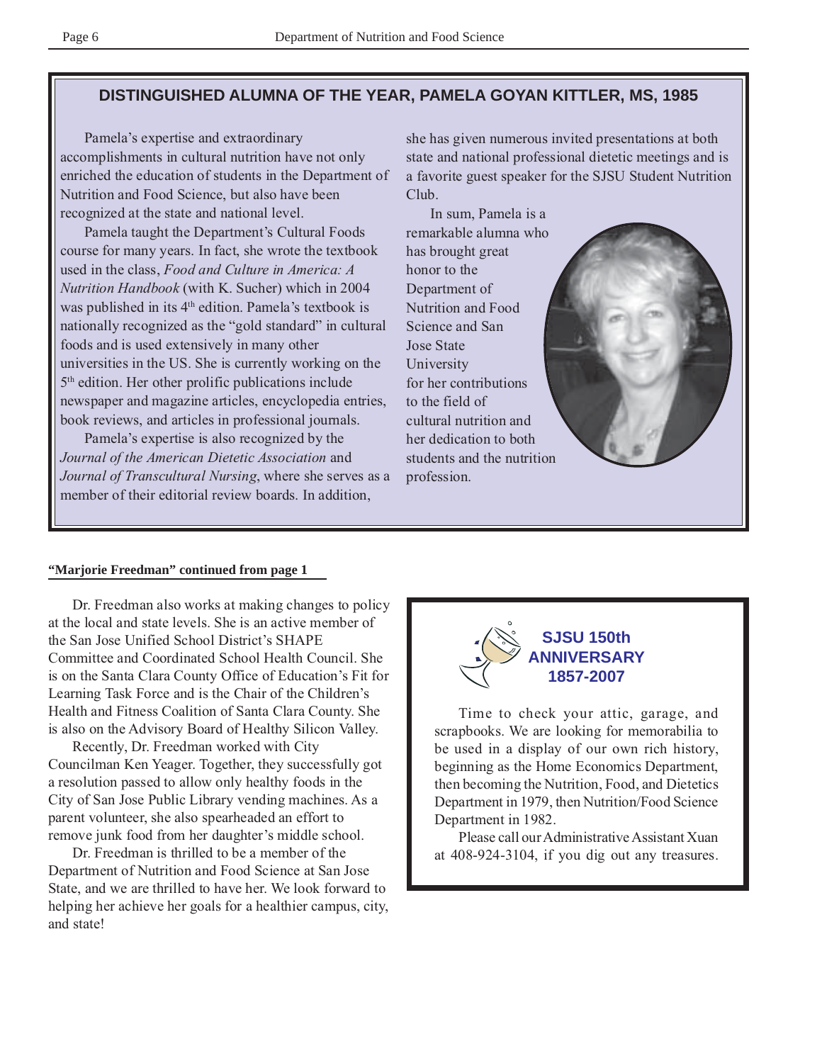## DISTINGUISHED ALUMNA OF THE YEAR, PAMELA GOYAN KITTLER, MS, 1985

Pamela's expertise and extraordinary accomplishments in cultural nutrition have not only enriched the education of students in the Department of Nutrition and Food Science, but also have been recognized at the state and national level.

Pamela taught the Department's Cultural Foods course for many years. In fact, she wrote the textbook used in the class, *Food and Culture in America: A Nutrition Handbook* (with K. Sucher) which in 2004 was published in its 4th edition. Pamela's textbook is nationally recognized as the "gold standard" in cultural foods and is used extensively in many other universities in the US. She is currently working on the 5th edition. Her other prolific publications include newspaper and magazine articles, encyclopedia entries, book reviews, and articles in professional journals.

Pamela's expertise is also recognized by the *Journal of the American Dietetic Association* and *Journal of Transcultural Nursing*, where she serves as a member of their editorial review boards. In addition, she has given numerous invited presentations at both state and national professional dietetic meetings and is a favorite guest speaker for the SJSU Student Nutrition Club.

In sum, Pamela is a remarkable alumna who has brought great honor to the Department of Nutrition and Food Science and San Jose State University for her contributions to the field of cultural nutrition and her dedication to both students and the nutrition profession.

**"Marjorie Freedman" continued from page 1**

Dr. Freedman also works at making changes to policy at the local and state levels. She is an active member of the San Jose Unified School District's SHAPE Committee and Coordinated School Health Council. She is on the Santa Clara County Office of Education's Fit for Learning Task Force and is the Chair of the Children's Health and Fitness Coalition of Santa Clara County. She is also on the Advisory Board of Healthy Silicon Valley.

Recently, Dr. Freedman worked with City Councilman Ken Yeager. Together, they successfully got a resolution passed to allow only healthy foods in the City of San Jose Public Library vending machines. As a parent volunteer, she also spearheaded an effort to remove junk food from her daughter's middle school.

Dr. Freedman is thrilled to be a member of the Department of Nutrition and Food Science at San Jose State, and we are thrilled to have her. We look forward to helping her achieve her goals for a healthier campus, city, and state!

### SJSU 150th ANNIVERSARY 1857-2007

Time to check your attic, garage, and scrapbooks. We are looking for memorabilia to be used in a display of our own rich history, beginning as the Home Economics Department, then becoming the Nutrition, Food, and Dietetics Department in 1979, then Nutrition/Food Science Department in 1982.

Please call our Administrative Assistant Xuan at 408-924-3104, if you dig out any treasures.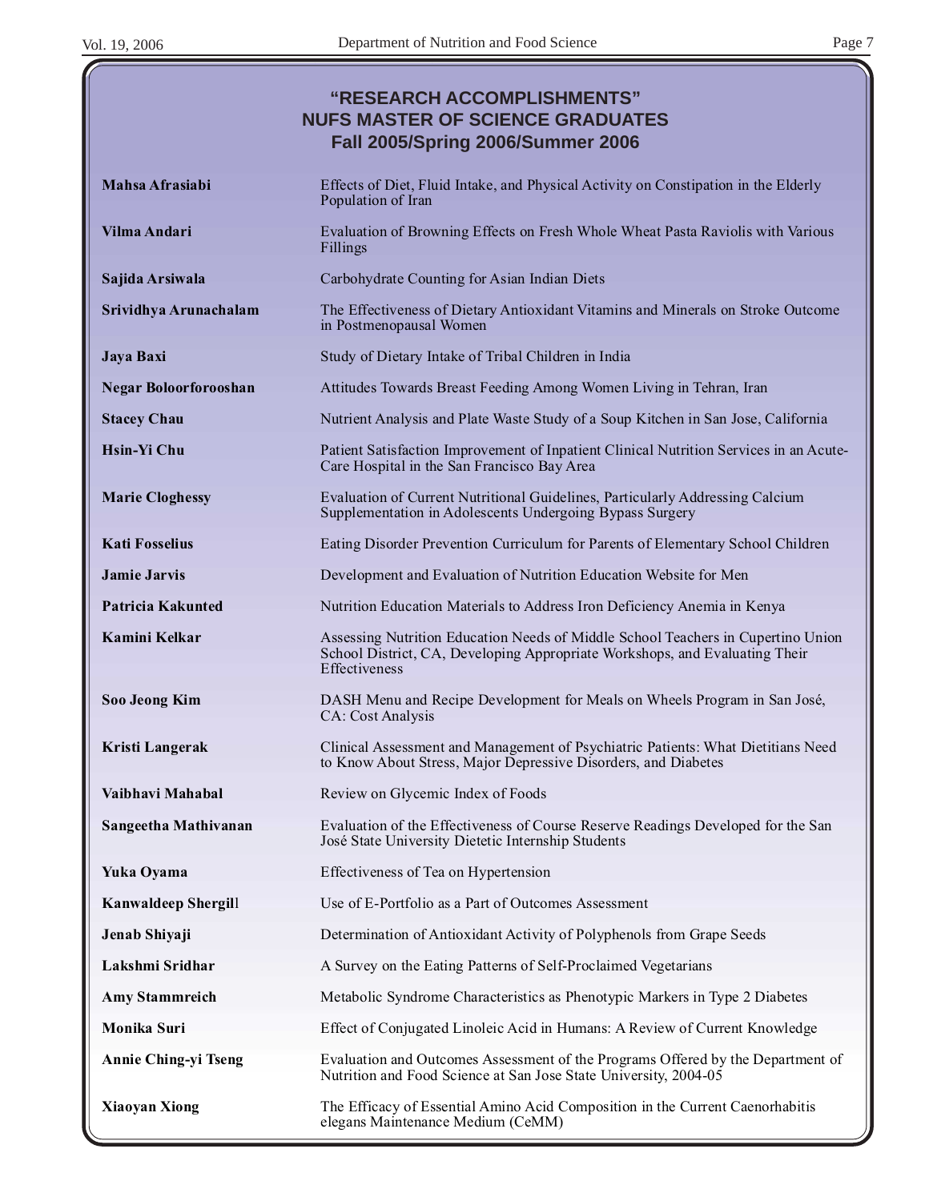## "RESEARCH ACCOMPLISHMENTS"
## NUFS MASTER OF SCIENCE GRADUATES
## Fall 2005/Spring 2006/Summer 2006

| | |
|---|---|
| **Mahsa Afrasiabi** | Effects of Diet, Fluid Intake, and Physical Activity on Constipation in the Elderly Population of Iran |
| **Vilma Andari** | Evaluation of Browning Effects on Fresh Whole Wheat Pasta Raviolis with Various Fillings |
| **Sajida Arsiwala** | Carbohydrate Counting for Asian Indian Diets |
| **Srividhya Arunachalam** | The Effectiveness of Dietary Antioxidant Vitamins and Minerals on Stroke Outcome in Postmenopausal Women |
| **Jaya Baxi** | Study of Dietary Intake of Tribal Children in India |
| **Negar Boloorforooshan** | Attitudes Towards Breast Feeding Among Women Living in Tehran, Iran |
| **Stacey Chau** | Nutrient Analysis and Plate Waste Study of a Soup Kitchen in San Jose, California |
| **Hsin-Yi Chu** | Patient Satisfaction Improvement of Inpatient Clinical Nutrition Services in an Acute-Care Hospital in the San Francisco Bay Area |
| **Marie Cloghessy** | Evaluation of Current Nutritional Guidelines, Particularly Addressing Calcium Supplementation in Adolescents Undergoing Bypass Surgery |
| **Kati Fosselius** | Eating Disorder Prevention Curriculum for Parents of Elementary School Children |
| **Jamie Jarvis** | Development and Evaluation of Nutrition Education Website for Men |
| **Patricia Kakunted** | Nutrition Education Materials to Address Iron Deficiency Anemia in Kenya |
| **Kamini Kelkar** | Assessing Nutrition Education Needs of Middle School Teachers in Cupertino Union School District, CA, Developing Appropriate Workshops, and Evaluating Their Effectiveness |
| **Soo Jeong Kim** | DASH Menu and Recipe Development for Meals on Wheels Program in San José, CA: Cost Analysis |
| **Kristi Langerak** | Clinical Assessment and Management of Psychiatric Patients: What Dietitians Need to Know About Stress, Major Depressive Disorders, and Diabetes |
| **Vaibhavi Mahabal** | Review on Glycemic Index of Foods |
| **Sangeetha Mathivanan** | Evaluation of the Effectiveness of Course Reserve Readings Developed for the San José State University Dietetic Internship Students |
| **Yuka Oyama** | Effectiveness of Tea on Hypertension |
| **Kanwaldeep Shergill** | Use of E-Portfolio as a Part of Outcomes Assessment |
| **Jenab Shiyaji** | Determination of Antioxidant Activity of Polyphenols from Grape Seeds |
| **Lakshmi Sridhar** | A Survey on the Eating Patterns of Self-Proclaimed Vegetarians |
| **Amy Stammreich** | Metabolic Syndrome Characteristics as Phenotypic Markers in Type 2 Diabetes |
| **Monika Suri** | Effect of Conjugated Linoleic Acid in Humans: A Review of Current Knowledge |
| **Annie Ching-yi Tseng** | Evaluation and Outcomes Assessment of the Programs Offered by the Department of Nutrition and Food Science at San Jose State University, 2004-05 |
| **Xiaoyan Xiong** | The Efficacy of Essential Amino Acid Composition in the Current Caenorhabitis elegans Maintenance Medium (CeMM) |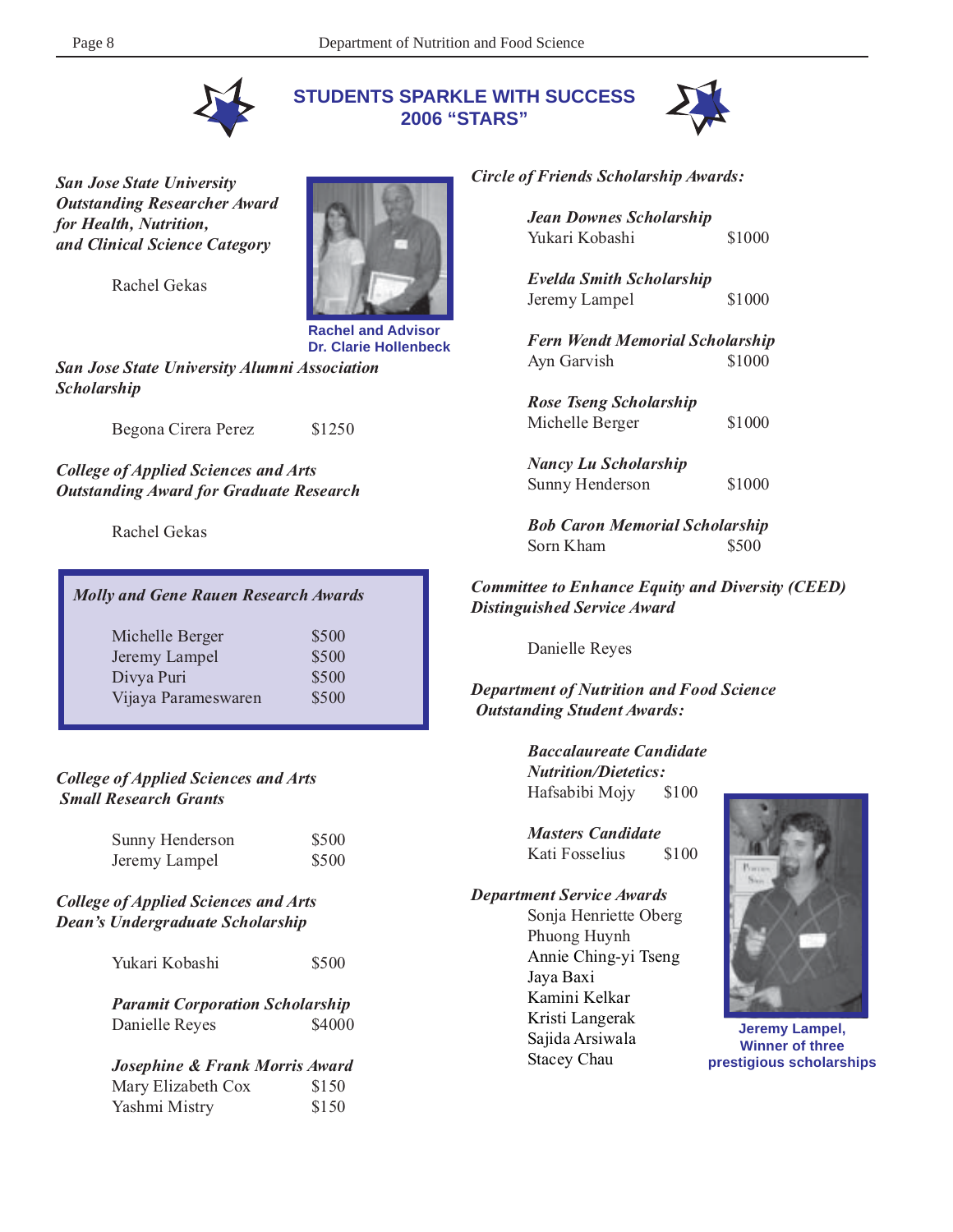# STUDENTS SPARKLE WITH SUCCESS 2006 "STARS"

***San Jose State University Outstanding Researcher Award for Health, Nutrition, and Clinical Science Category***

Rachel Gekas

Rachel and Advisor Dr. Clarie Hollenbeck

***San Jose State University Alumni Association Scholarship***

Begona Cirera Perez $1250

***College of Applied Sciences and Arts Outstanding Award for Graduate Research***

Rachel Gekas

***Molly and Gene Rauen Research Awards***

| | |
|---|---|
| Michelle Berger | $500 |
| Jeremy Lampel | $500 |
| Divya Puri | $500 |
| Vijaya Parameswaren | $500 |

***College of Applied Sciences and Arts Small Research Grants***

| | |
|---|---|
| Sunny Henderson | $500 |
| Jeremy Lampel | $500 |

***College of Applied Sciences and Arts Dean's Undergraduate Scholarship***

Yukari Kobashi $500

***Paramit Corporation Scholarship***
Danielle Reyes $4000

***Josephine & Frank Morris Award***
Mary Elizabeth Cox $150
Yashmi Mistry $150

***Circle of Friends Scholarship Awards:***

***Jean Downes Scholarship***
Yukari Kobashi $1000

***Evelda Smith Scholarship***
Jeremy Lampel $1000

***Fern Wendt Memorial Scholarship***
Ayn Garvish $1000

***Rose Tseng Scholarship***
Michelle Berger $1000

***Nancy Lu Scholarship***
Sunny Henderson $1000

***Bob Caron Memorial Scholarship***
Sorn Kham $500

***Committee to Enhance Equity and Diversity (CEED) Distinguished Service Award***

Danielle Reyes

***Department of Nutrition and Food Science Outstanding Student Awards:***

***Baccalaureate Candidate Nutrition/Dietetics:***
Hafsabibi Mojy $100

***Masters Candidate***
Kati Fosselius $100

***Department Service Awards***
Sonja Henriette Oberg
Phuong Huynh
Annie Ching-yi Tseng
Jaya Baxi
Kamini Kelkar
Kristi Langerak
Sajida Arsiwala
Stacey Chau

Jeremy Lampel, Winner of three prestigious scholarships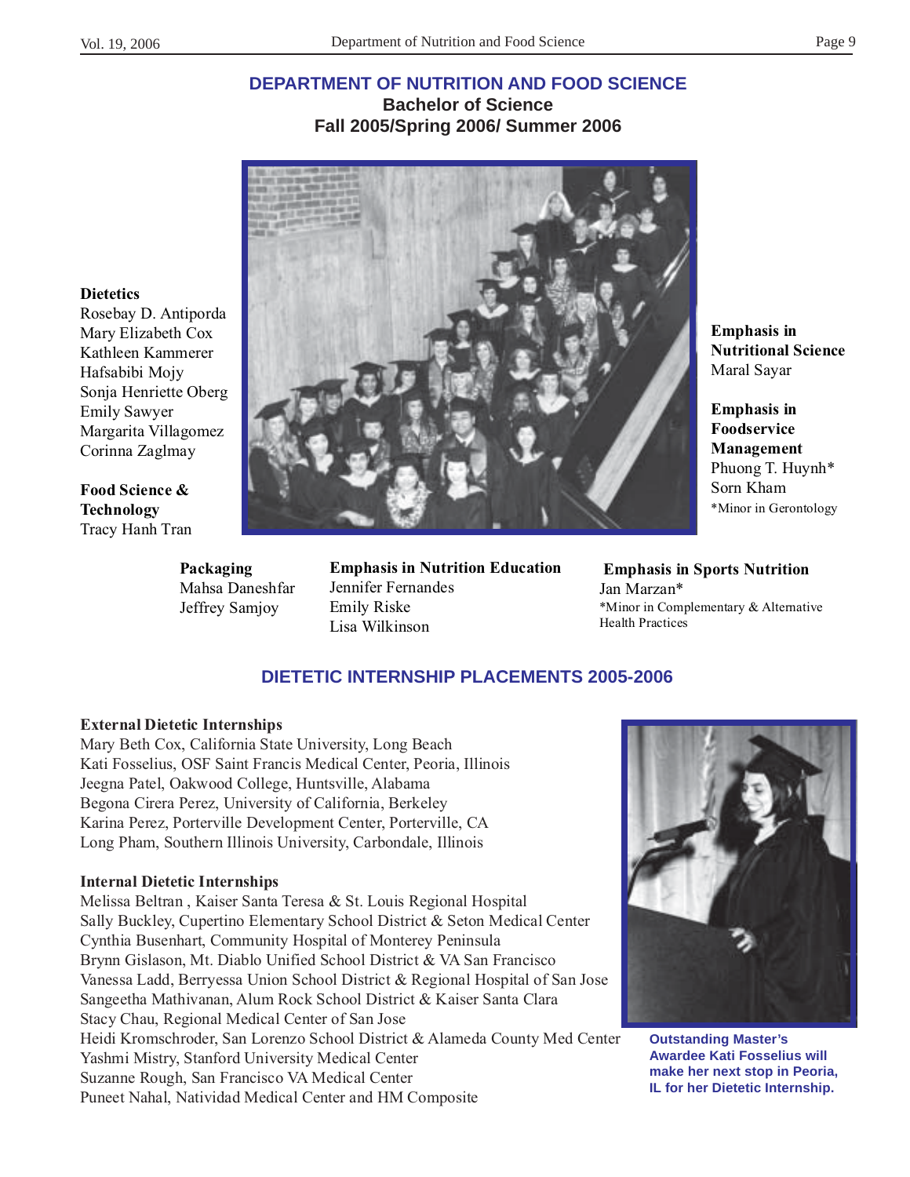# DEPARTMENT OF NUTRITION AND FOOD SCIENCE

## Bachelor of Science

## Fall 2005/Spring 2006/ Summer 2006

**Dietetics**
Rosebay D. Antiporda
Mary Elizabeth Cox
Kathleen Kammerer
Hafsabibi Mojy
Sonja Henriette Oberg
Emily Sawyer
Margarita Villagomez
Corinna Zaglmay

**Food Science & Technology**
Tracy Hanh Tran

**Emphasis in Nutritional Science**
Maral Sayar

**Emphasis in Foodservice Management**
Phuong T. Huynh*
Sorn Kham
*Minor in Gerontology

**Packaging**
Mahsa Daneshfar
Jeffrey Samjoy

**Emphasis in Nutrition Education**
Jennifer Fernandes
Emily Riske
Lisa Wilkinson

**Emphasis in Sports Nutrition**
Jan Marzan*
*Minor in Complementary & Alternative Health Practices

## DIETETIC INTERNSHIP PLACEMENTS 2005-2006

**External Dietetic Internships**
Mary Beth Cox, California State University, Long Beach
Kati Fosselius, OSF Saint Francis Medical Center, Peoria, Illinois
Jeegna Patel, Oakwood College, Huntsville, Alabama
Begona Cirera Perez, University of California, Berkeley
Karina Perez, Porterville Development Center, Porterville, CA
Long Pham, Southern Illinois University, Carbondale, Illinois

**Internal Dietetic Internships**
Melissa Beltran , Kaiser Santa Teresa & St. Louis Regional Hospital
Sally Buckley, Cupertino Elementary School District & Seton Medical Center
Cynthia Busenhart, Community Hospital of Monterey Peninsula
Brynn Gislason, Mt. Diablo Unified School District & VA San Francisco
Vanessa Ladd, Berryessa Union School District & Regional Hospital of San Jose
Sangeetha Mathivanan, Alum Rock School District & Kaiser Santa Clara
Stacy Chau, Regional Medical Center of San Jose
Heidi Kromschroder, San Lorenzo School District & Alameda County Med Center
Yashmi Mistry, Stanford University Medical Center
Suzanne Rough, San Francisco VA Medical Center
Puneet Nahal, Natividad Medical Center and HM Composite

**Outstanding Master's Awardee Kati Fosselius will make her next stop in Peoria, IL for her Dietetic Internship.**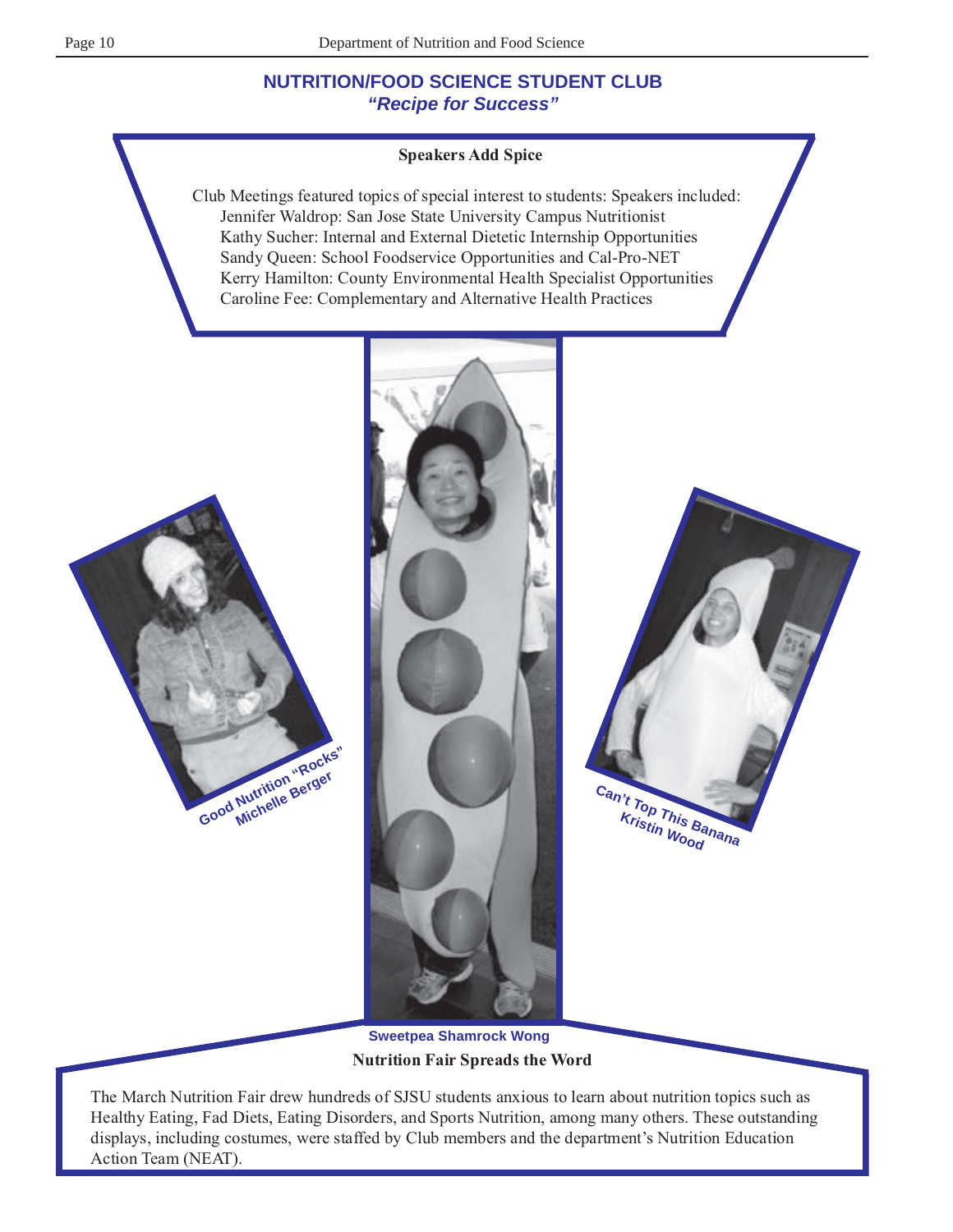## NUTRITION/FOOD SCIENCE STUDENT CLUB

***"Recipe for Success"***

### Speakers Add Spice

Club Meetings featured topics of special interest to students: Speakers included:

- Jennifer Waldrop: San Jose State University Campus Nutritionist
- Kathy Sucher: Internal and External Dietetic Internship Opportunities
- Sandy Queen: School Foodservice Opportunities and Cal-Pro-NET
- Kerry Hamilton: County Environmental Health Specialist Opportunities
- Caroline Fee: Complementary and Alternative Health Practices

Good Nutrition "Rocks" Michelle Berger

Sweetpea Shamrock Wong

Can't Top This Banana Kristin Wood

### Nutrition Fair Spreads the Word

The March Nutrition Fair drew hundreds of SJSU students anxious to learn about nutrition topics such as Healthy Eating, Fad Diets, Eating Disorders, and Sports Nutrition, among many others. These outstanding displays, including costumes, were staffed by Club members and the department's Nutrition Education Action Team (NEAT).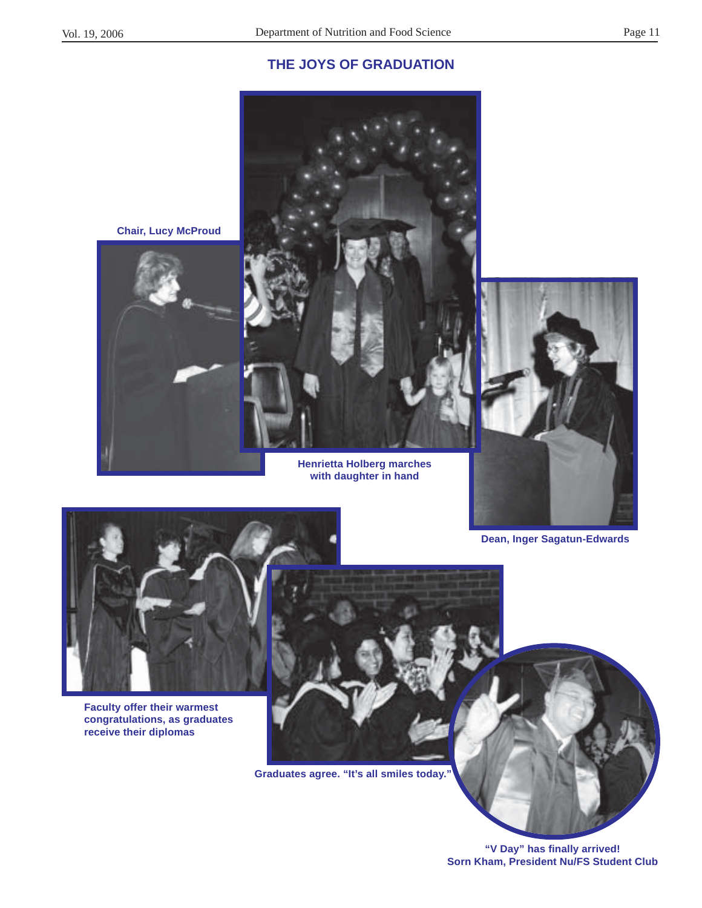# THE JOYS OF GRADUATION

Chair, Lucy McProud

Henrietta Holberg marches with daughter in hand

Dean, Inger Sagatun-Edwards

Faculty offer their warmest congratulations, as graduates receive their diplomas

Graduates agree. "It's all smiles today."

"V Day" has finally arrived! Sorn Kham, President Nu/FS Student Club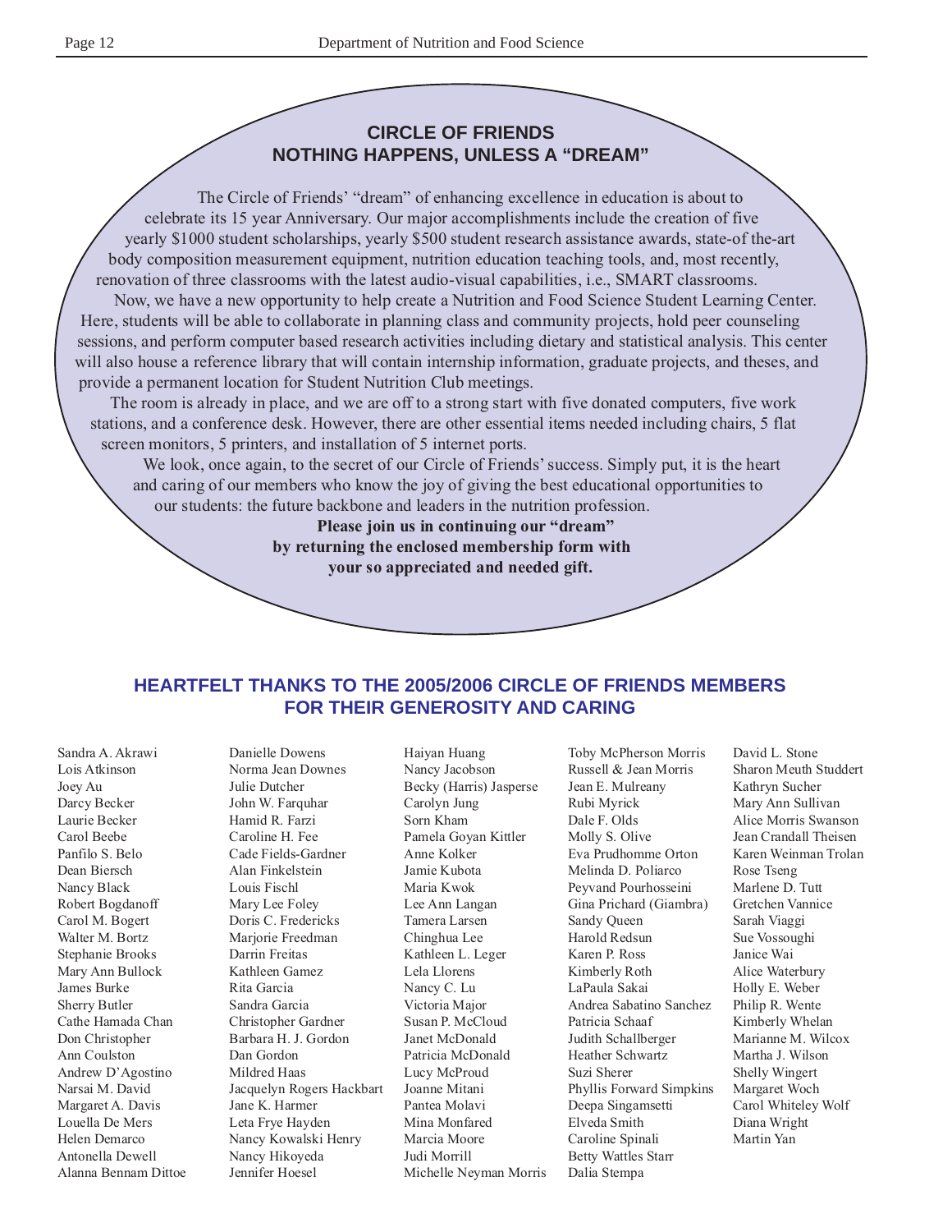## CIRCLE OF FRIENDS
## NOTHING HAPPENS, UNLESS A "DREAM"

The Circle of Friends' "dream" of enhancing excellence in education is about to celebrate its 15 year Anniversary. Our major accomplishments include the creation of five yearly $1000 student scholarships, yearly $500 student research assistance awards, state-of the-art body composition measurement equipment, nutrition education teaching tools, and, most recently, renovation of three classrooms with the latest audio-visual capabilities, i.e., SMART classrooms.

Now, we have a new opportunity to help create a Nutrition and Food Science Student Learning Center. Here, students will be able to collaborate in planning class and community projects, hold peer counseling sessions, and perform computer based research activities including dietary and statistical analysis. This center will also house a reference library that will contain internship information, graduate projects, and theses, and provide a permanent location for Student Nutrition Club meetings.

The room is already in place, and we are off to a strong start with five donated computers, five work stations, and a conference desk. However, there are other essential items needed including chairs, 5 flat screen monitors, 5 printers, and installation of 5 internet ports.

We look, once again, to the secret of our Circle of Friends' success. Simply put, it is the heart and caring of our members who know the joy of giving the best educational opportunities to our students: the future backbone and leaders in the nutrition profession.

**Please join us in continuing our "dream" by returning the enclosed membership form with your so appreciated and needed gift.**

## HEARTFELT THANKS TO THE 2005/2006 CIRCLE OF FRIENDS MEMBERS FOR THEIR GENEROSITY AND CARING

Sandra A. Akrawi
Lois Atkinson
Joey Au
Darcy Becker
Laurie Becker
Carol Beebe
Panfilo S. Belo
Dean Biersch
Nancy Black
Robert Bogdanoff
Carol M. Bogert
Walter M. Bortz
Stephanie Brooks
Mary Ann Bullock
James Burke
Sherry Butler
Cathe Hamada Chan
Don Christopher
Ann Coulston
Andrew D'Agostino
Narsai M. David
Margaret A. Davis
Louella De Mers
Helen Demarco
Antonella Dewell
Alanna Bennam Dittoe
Danielle Dowens
Norma Jean Downes
Julie Dutcher
John W. Farquhar
Hamid R. Farzi
Caroline H. Fee
Cade Fields-Gardner
Alan Finkelstein
Louis Fischl
Mary Lee Foley
Doris C. Fredericks
Marjorie Freedman
Darrin Freitas
Kathleen Gamez
Rita Garcia
Sandra Garcia
Christopher Gardner
Barbara H. J. Gordon
Dan Gordon
Mildred Haas
Jacquelyn Rogers Hackbart
Jane K. Harmer
Leta Frye Hayden
Nancy Kowalski Henry
Nancy Hikoyeda
Jennifer Hoesel
Haiyan Huang
Nancy Jacobson
Becky (Harris) Jasperse
Carolyn Jung
Sorn Kham
Pamela Goyan Kittler
Anne Kolker
Jamie Kubota
Maria Kwok
Lee Ann Langan
Tamera Larsen
Chinghua Lee
Kathleen L. Leger
Lela Llorens
Nancy C. Lu
Victoria Major
Susan P. McCloud
Janet McDonald
Patricia McDonald
Lucy McProud
Joanne Mitani
Pantea Molavi
Mina Monfared
Marcia Moore
Judi Morrill
Michelle Neyman Morris
Toby McPherson Morris
Russell & Jean Morris
Jean E. Mulreany
Rubi Myrick
Dale F. Olds
Molly S. Olive
Eva Prudhomme Orton
Melinda D. Poliarco
Peyvand Pourhosseini
Gina Prichard (Giambra)
Sandy Queen
Harold Redsun
Karen P. Ross
Kimberly Roth
LaPaula Sakai
Andrea Sabatino Sanchez
Patricia Schaaf
Judith Schallberger
Heather Schwartz
Suzi Sherer
Phyllis Forward Simpkins
Deepa Singamsetti
Elveda Smith
Caroline Spinali
Betty Wattles Starr
Dalia Stempa
David L. Stone
Sharon Meuth Studdert
Kathryn Sucher
Mary Ann Sullivan
Alice Morris Swanson
Jean Crandall Theisen
Karen Weinman Trolan
Rose Tseng
Marlene D. Tutt
Gretchen Vannice
Sarah Viaggi
Sue Vossoughi
Janice Wai
Alice Waterbury
Holly E. Weber
Philip R. Wente
Kimberly Whelan
Marianne M. Wilcox
Martha J. Wilson
Shelly Wingert
Margaret Woch
Carol Whiteley Wolf
Diana Wright
Martin Yan